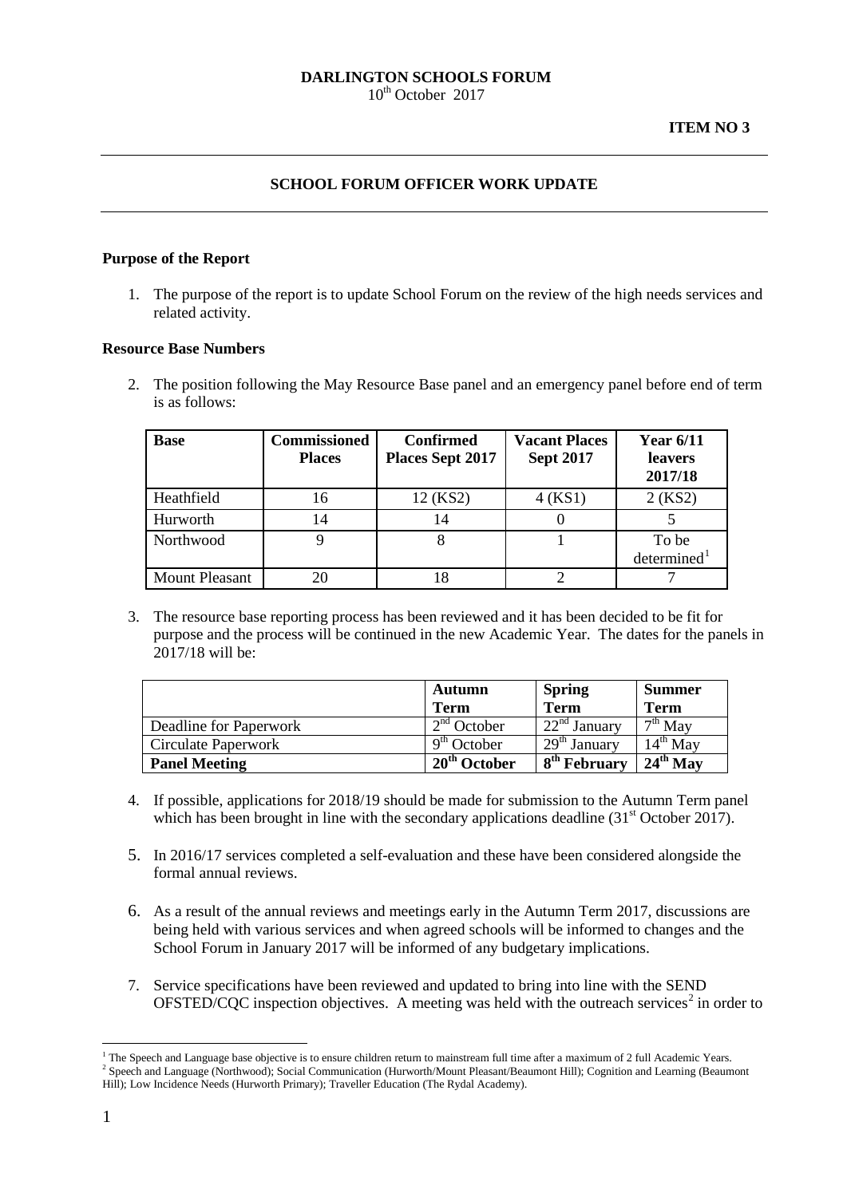**DARLINGTON SCHOOLS FORUM**
10th October 2017

**ITEM NO 3**

## SCHOOL FORUM OFFICER WORK UPDATE

### Purpose of the Report

1. The purpose of the report is to update School Forum on the review of the high needs services and related activity.

### Resource Base Numbers

2. The position following the May Resource Base panel and an emergency panel before end of term is as follows:

| Base | Commissioned Places | Confirmed Places Sept 2017 | Vacant Places Sept 2017 | Year 6/11 leavers 2017/18 |
|---|---|---|---|---|
| Heathfield | 16 | 12 (KS2) | 4 (KS1) | 2 (KS2) |
| Hurworth | 14 | 14 | 0 | 5 |
| Northwood | 9 | 8 | 1 | To be determined[1] |
| Mount Pleasant | 20 | 18 | 2 | 7 |

3. The resource base reporting process has been reviewed and it has been decided to be fit for purpose and the process will be continued in the new Academic Year. The dates for the panels in 2017/18 will be:

| | Autumn Term | Spring Term | Summer Term |
|---|---|---|---|
| Deadline for Paperwork | 2nd October | 22nd January | 7th May |
| Circulate Paperwork | 9th October | 29th January | 14th May |
| **Panel Meeting** | **20th October** | **8th February** | **24th May** |

4. If possible, applications for 2018/19 should be made for submission to the Autumn Term panel which has been brought in line with the secondary applications deadline (31st October 2017).

5. In 2016/17 services completed a self-evaluation and these have been considered alongside the formal annual reviews.

6. As a result of the annual reviews and meetings early in the Autumn Term 2017, discussions are being held with various services and when agreed schools will be informed to changes and the School Forum in January 2017 will be informed of any budgetary implications.

7. Service specifications have been reviewed and updated to bring into line with the SEND OFSTED/CQC inspection objectives. A meeting was held with the outreach services[2] in order to

[1] The Speech and Language base objective is to ensure children return to mainstream full time after a maximum of 2 full Academic Years.
[2] Speech and Language (Northwood); Social Communication (Hurworth/Mount Pleasant/Beaumont Hill); Cognition and Learning (Beaumont Hill); Low Incidence Needs (Hurworth Primary); Traveller Education (The Rydal Academy).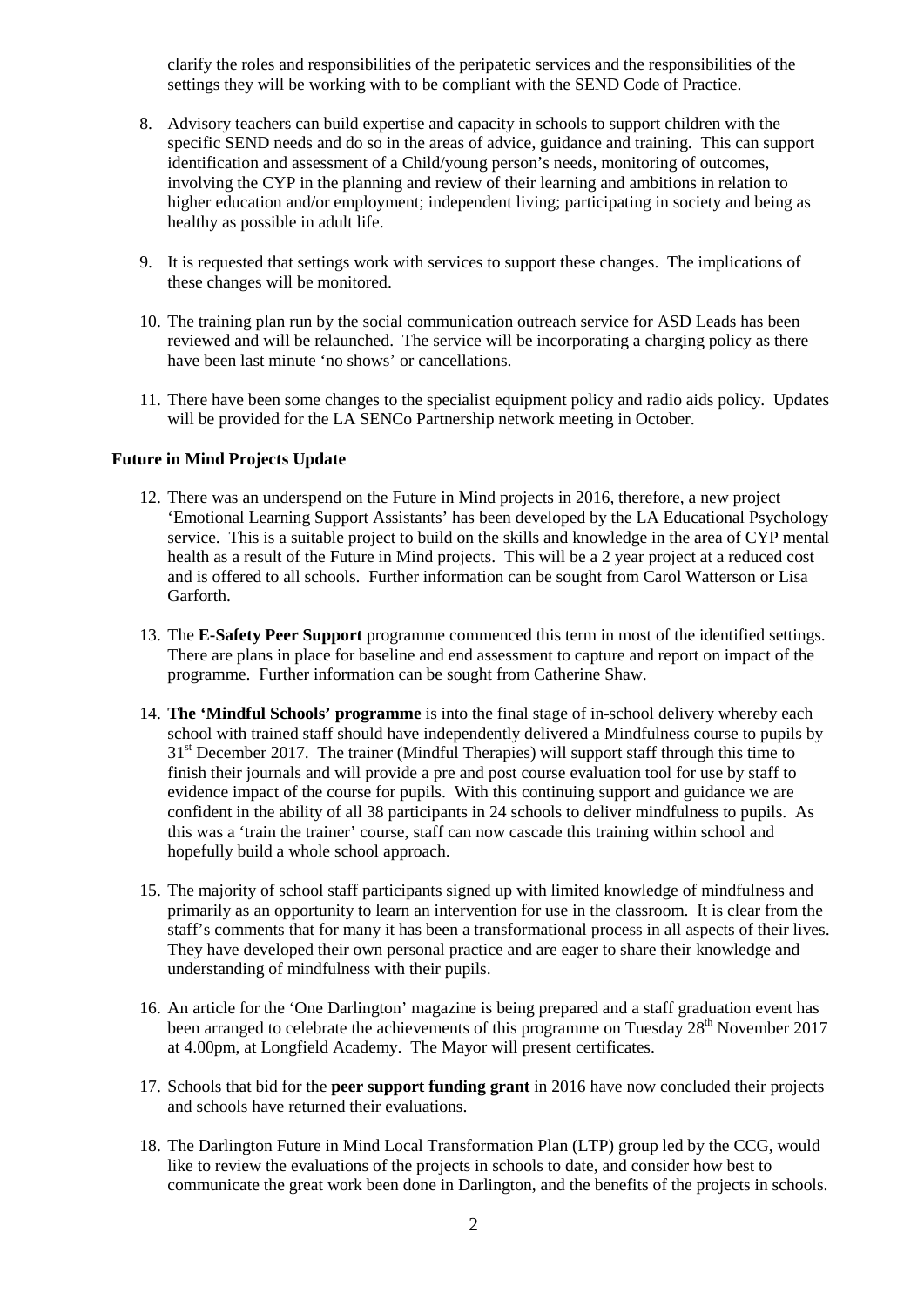clarify the roles and responsibilities of the peripatetic services and the responsibilities of the settings they will be working with to be compliant with the SEND Code of Practice.

8. Advisory teachers can build expertise and capacity in schools to support children with the specific SEND needs and do so in the areas of advice, guidance and training. This can support identification and assessment of a Child/young person's needs, monitoring of outcomes, involving the CYP in the planning and review of their learning and ambitions in relation to higher education and/or employment; independent living; participating in society and being as healthy as possible in adult life.

9. It is requested that settings work with services to support these changes. The implications of these changes will be monitored.

10. The training plan run by the social communication outreach service for ASD Leads has been reviewed and will be relaunched. The service will be incorporating a charging policy as there have been last minute 'no shows' or cancellations.

11. There have been some changes to the specialist equipment policy and radio aids policy. Updates will be provided for the LA SENCo Partnership network meeting in October.

**Future in Mind Projects Update**

12. There was an underspend on the Future in Mind projects in 2016, therefore, a new project 'Emotional Learning Support Assistants' has been developed by the LA Educational Psychology service. This is a suitable project to build on the skills and knowledge in the area of CYP mental health as a result of the Future in Mind projects. This will be a 2 year project at a reduced cost and is offered to all schools. Further information can be sought from Carol Watterson or Lisa Garforth.

13. The **E-Safety Peer Support** programme commenced this term in most of the identified settings. There are plans in place for baseline and end assessment to capture and report on impact of the programme. Further information can be sought from Catherine Shaw.

14. **The 'Mindful Schools' programme** is into the final stage of in-school delivery whereby each school with trained staff should have independently delivered a Mindfulness course to pupils by 31st December 2017. The trainer (Mindful Therapies) will support staff through this time to finish their journals and will provide a pre and post course evaluation tool for use by staff to evidence impact of the course for pupils. With this continuing support and guidance we are confident in the ability of all 38 participants in 24 schools to deliver mindfulness to pupils. As this was a 'train the trainer' course, staff can now cascade this training within school and hopefully build a whole school approach.

15. The majority of school staff participants signed up with limited knowledge of mindfulness and primarily as an opportunity to learn an intervention for use in the classroom. It is clear from the staff's comments that for many it has been a transformational process in all aspects of their lives. They have developed their own personal practice and are eager to share their knowledge and understanding of mindfulness with their pupils.

16. An article for the 'One Darlington' magazine is being prepared and a staff graduation event has been arranged to celebrate the achievements of this programme on Tuesday 28th November 2017 at 4.00pm, at Longfield Academy. The Mayor will present certificates.

17. Schools that bid for the **peer support funding grant** in 2016 have now concluded their projects and schools have returned their evaluations.

18. The Darlington Future in Mind Local Transformation Plan (LTP) group led by the CCG, would like to review the evaluations of the projects in schools to date, and consider how best to communicate the great work been done in Darlington, and the benefits of the projects in schools.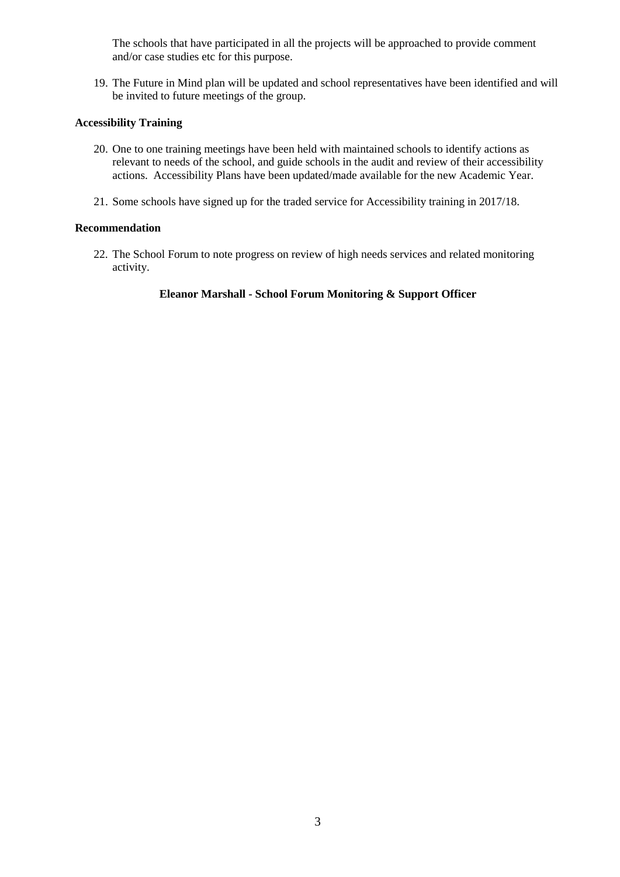The schools that have participated in all the projects will be approached to provide comment and/or case studies etc for this purpose.

19. The Future in Mind plan will be updated and school representatives have been identified and will be invited to future meetings of the group.

**Accessibility Training**

20. One to one training meetings have been held with maintained schools to identify actions as relevant to needs of the school, and guide schools in the audit and review of their accessibility actions. Accessibility Plans have been updated/made available for the new Academic Year.

21. Some schools have signed up for the traded service for Accessibility training in 2017/18.

**Recommendation**

22. The School Forum to note progress on review of high needs services and related monitoring activity.

**Eleanor Marshall - School Forum Monitoring & Support Officer**